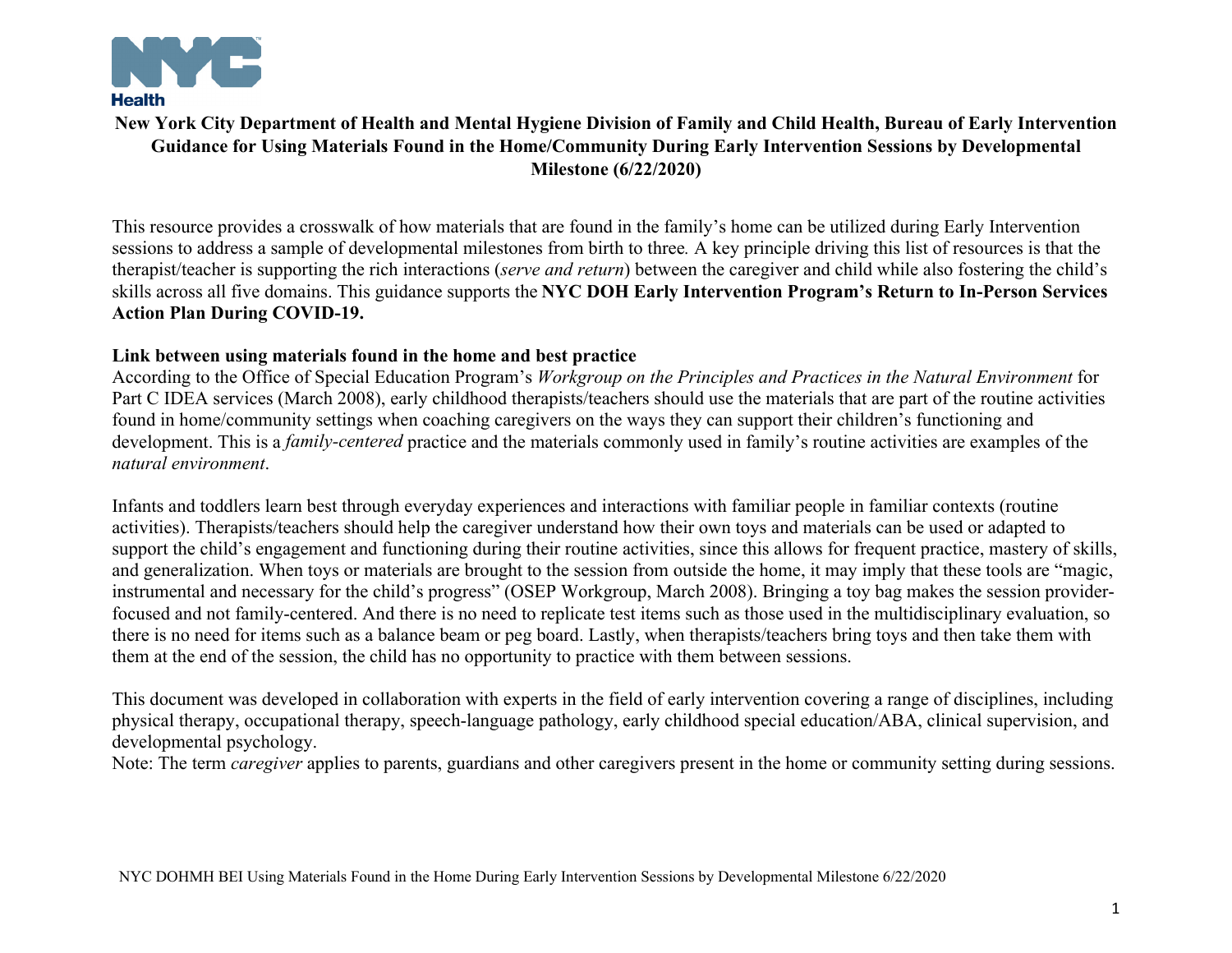# New York City Department of Health and Mental Hygiene Division of Family and Child Health, Bureau of Early Intervention Guidance for Using Materials Found in the Home/Community During Early Intervention Sessions by Developmental Milestone (6/22/2020)

This resource provides a crosswalk of how materials that are found in the family's home can be utilized during Early Intervention sessions to address a sample of developmental milestones from birth to three. A key principle driving this list of resources is that the therapist/teacher is supporting the rich interactions (*serve and return*) between the caregiver and child while also fostering the child's skills across all five domains. This guidance supports the **NYC DOH Early Intervention Program's Return to In-Person Services Action Plan During COVID-19.**

## Link between using materials found in the home and best practice

According to the Office of Special Education Program's *Workgroup on the Principles and Practices in the Natural Environment* for Part C IDEA services (March 2008), early childhood therapists/teachers should use the materials that are part of the routine activities found in home/community settings when coaching caregivers on the ways they can support their children's functioning and development. This is a *family-centered* practice and the materials commonly used in family's routine activities are examples of the *natural environment*.

Infants and toddlers learn best through everyday experiences and interactions with familiar people in familiar contexts (routine activities). Therapists/teachers should help the caregiver understand how their own toys and materials can be used or adapted to support the child's engagement and functioning during their routine activities, since this allows for frequent practice, mastery of skills, and generalization. When toys or materials are brought to the session from outside the home, it may imply that these tools are "magic, instrumental and necessary for the child's progress" (OSEP Workgroup, March 2008). Bringing a toy bag makes the session provider-focused and not family-centered. And there is no need to replicate test items such as those used in the multidisciplinary evaluation, so there is no need for items such as a balance beam or peg board. Lastly, when therapists/teachers bring toys and then take them with them at the end of the session, the child has no opportunity to practice with them between sessions.

This document was developed in collaboration with experts in the field of early intervention covering a range of disciplines, including physical therapy, occupational therapy, speech-language pathology, early childhood special education/ABA, clinical supervision, and developmental psychology.

Note: The term *caregiver* applies to parents, guardians and other caregivers present in the home or community setting during sessions.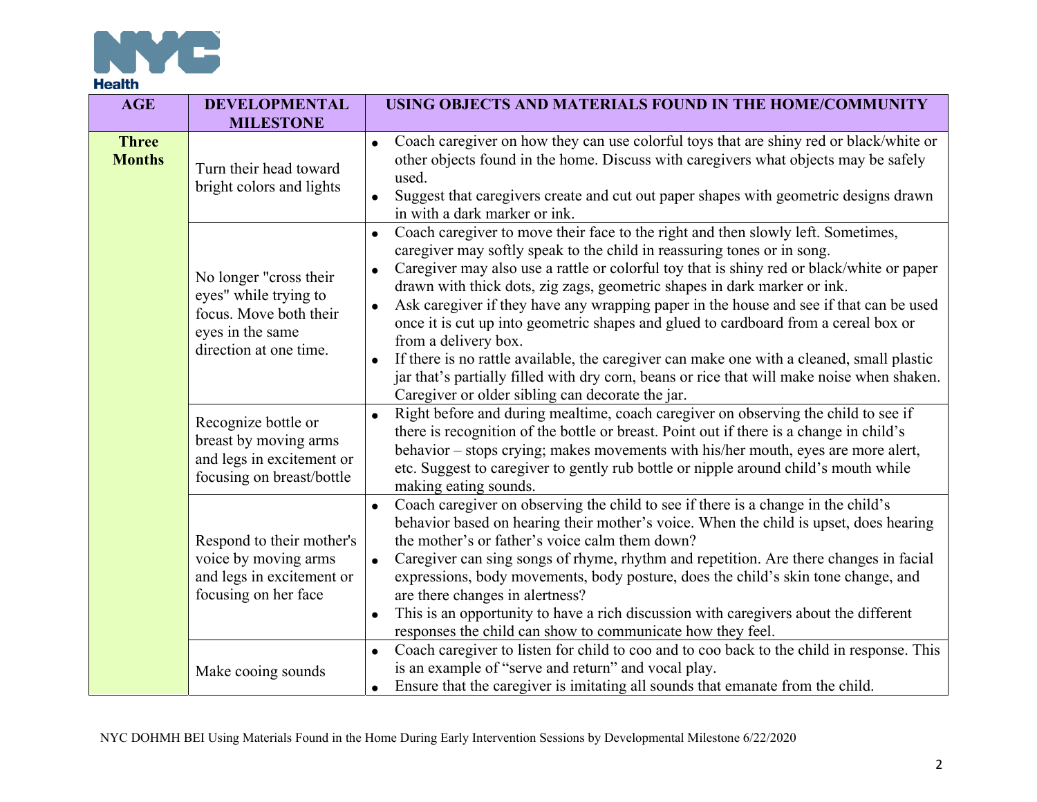| AGE | DEVELOPMENTAL MILESTONE | USING OBJECTS AND MATERIALS FOUND IN THE HOME/COMMUNITY |
|---|---|---|
| **Three Months** | Turn their head toward bright colors and lights | • Coach caregiver on how they can use colorful toys that are shiny red or black/white or other objects found in the home. Discuss with caregivers what objects may be safely used.<br>• Suggest that caregivers create and cut out paper shapes with geometric designs drawn in with a dark marker or ink. |
| | No longer "cross their eyes" while trying to focus. Move both their eyes in the same direction at one time. | • Coach caregiver to move their face to the right and then slowly left. Sometimes, caregiver may softly speak to the child in reassuring tones or in song.<br>• Caregiver may also use a rattle or colorful toy that is shiny red or black/white or paper drawn with thick dots, zig zags, geometric shapes in dark marker or ink.<br>• Ask caregiver if they have any wrapping paper in the house and see if that can be used once it is cut up into geometric shapes and glued to cardboard from a cereal box or from a delivery box.<br>• If there is no rattle available, the caregiver can make one with a cleaned, small plastic jar that's partially filled with dry corn, beans or rice that will make noise when shaken. Caregiver or older sibling can decorate the jar. |
| | Recognize bottle or breast by moving arms and legs in excitement or focusing on breast/bottle | • Right before and during mealtime, coach caregiver on observing the child to see if there is recognition of the bottle or breast. Point out if there is a change in child's behavior – stops crying; makes movements with his/her mouth, eyes are more alert, etc. Suggest to caregiver to gently rub bottle or nipple around child's mouth while making eating sounds. |
| | Respond to their mother's voice by moving arms and legs in excitement or focusing on her face | • Coach caregiver on observing the child to see if there is a change in the child's behavior based on hearing their mother's voice. When the child is upset, does hearing the mother's or father's voice calm them down?<br>• Caregiver can sing songs of rhyme, rhythm and repetition. Are there changes in facial expressions, body movements, body posture, does the child's skin tone change, and are there changes in alertness?<br>• This is an opportunity to have a rich discussion with caregivers about the different responses the child can show to communicate how they feel. |
| | Make cooing sounds | • Coach caregiver to listen for child to coo and to coo back to the child in response. This is an example of "serve and return" and vocal play.<br>• Ensure that the caregiver is imitating all sounds that emanate from the child. |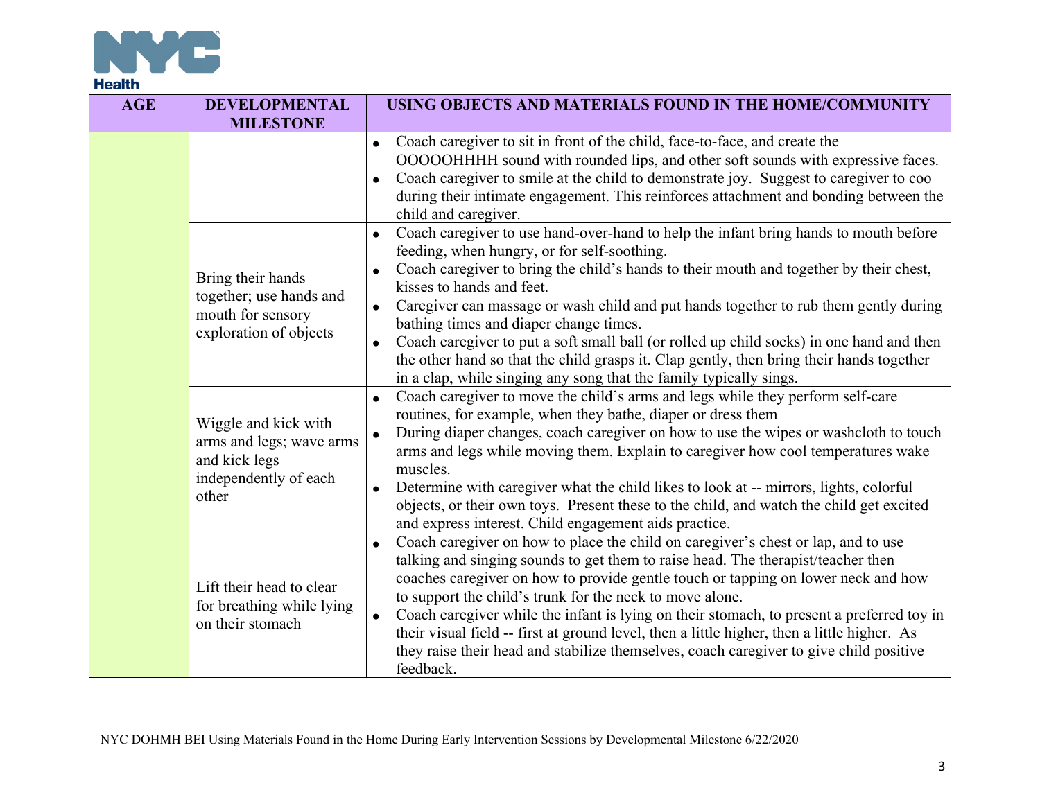| AGE | DEVELOPMENTAL MILESTONE | USING OBJECTS AND MATERIALS FOUND IN THE HOME/COMMUNITY |
|---|---|---|
| | | • Coach caregiver to sit in front of the child, face-to-face, and create the OOOOOHHHH sound with rounded lips, and other soft sounds with expressive faces.<br>• Coach caregiver to smile at the child to demonstrate joy. Suggest to caregiver to coo during their intimate engagement. This reinforces attachment and bonding between the child and caregiver. |
| | Bring their hands together; use hands and mouth for sensory exploration of objects | • Coach caregiver to use hand-over-hand to help the infant bring hands to mouth before feeding, when hungry, or for self-soothing.<br>• Coach caregiver to bring the child's hands to their mouth and together by their chest, kisses to hands and feet.<br>• Caregiver can massage or wash child and put hands together to rub them gently during bathing times and diaper change times.<br>• Coach caregiver to put a soft small ball (or rolled up child socks) in one hand and then the other hand so that the child grasps it. Clap gently, then bring their hands together in a clap, while singing any song that the family typically sings. |
| | Wiggle and kick with arms and legs; wave arms and kick legs independently of each other | • Coach caregiver to move the child's arms and legs while they perform self-care routines, for example, when they bathe, diaper or dress them<br>• During diaper changes, coach caregiver on how to use the wipes or washcloth to touch arms and legs while moving them. Explain to caregiver how cool temperatures wake muscles.<br>• Determine with caregiver what the child likes to look at -- mirrors, lights, colorful objects, or their own toys. Present these to the child, and watch the child get excited and express interest. Child engagement aids practice. |
| | Lift their head to clear for breathing while lying on their stomach | • Coach caregiver on how to place the child on caregiver's chest or lap, and to use talking and singing sounds to get them to raise head. The therapist/teacher then coaches caregiver on how to provide gentle touch or tapping on lower neck and how to support the child's trunk for the neck to move alone.<br>• Coach caregiver while the infant is lying on their stomach, to present a preferred toy in their visual field -- first at ground level, then a little higher, then a little higher. As they raise their head and stabilize themselves, coach caregiver to give child positive feedback. |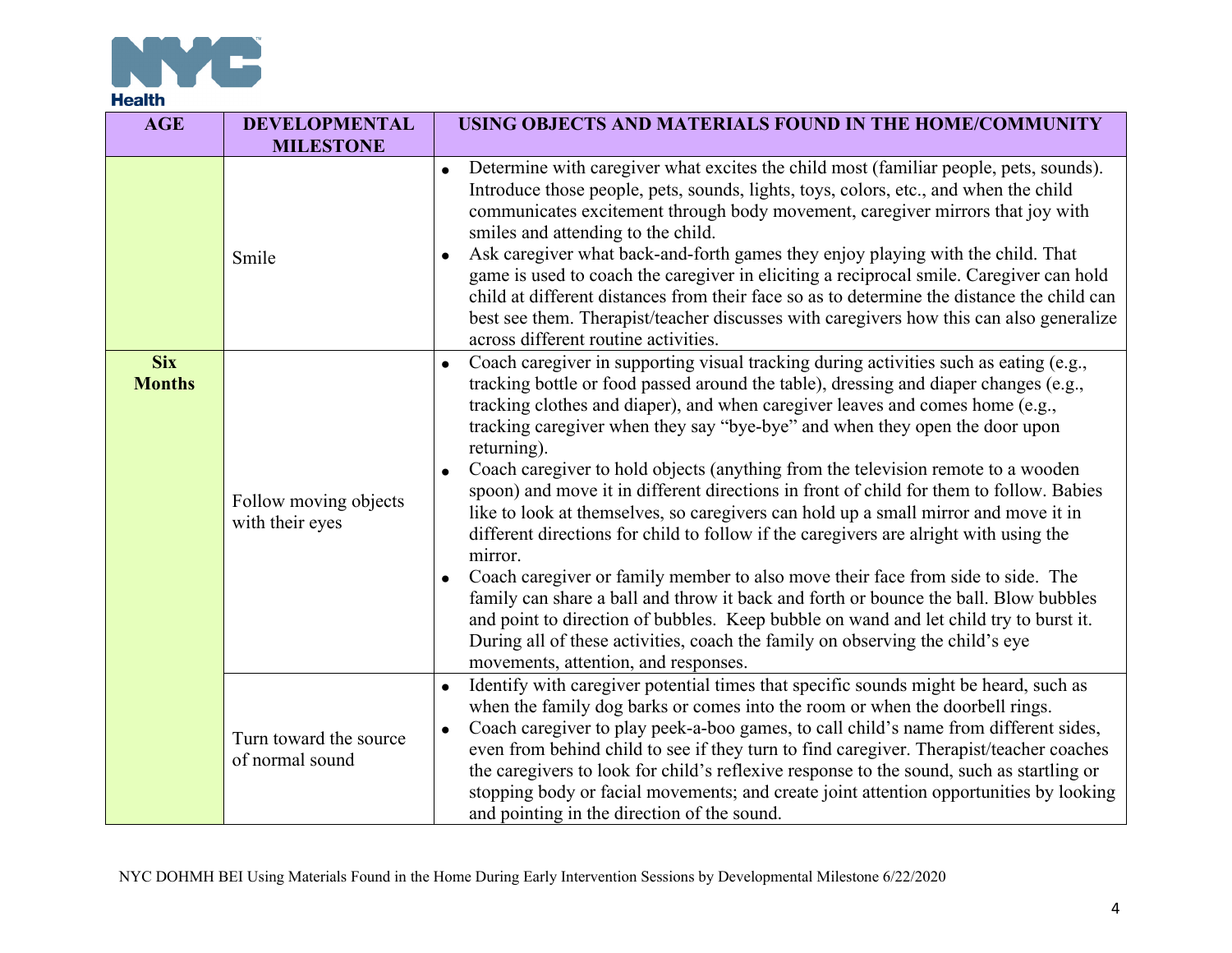| AGE | DEVELOPMENTAL MILESTONE | USING OBJECTS AND MATERIALS FOUND IN THE HOME/COMMUNITY |
|---|---|---|
| | Smile | • Determine with caregiver what excites the child most (familiar people, pets, sounds). Introduce those people, pets, sounds, lights, toys, colors, etc., and when the child communicates excitement through body movement, caregiver mirrors that joy with smiles and attending to the child.<br>• Ask caregiver what back-and-forth games they enjoy playing with the child. That game is used to coach the caregiver in eliciting a reciprocal smile. Caregiver can hold child at different distances from their face so as to determine the distance the child can best see them. Therapist/teacher discusses with caregivers how this can also generalize across different routine activities. |
| **Six Months** | Follow moving objects with their eyes | • Coach caregiver in supporting visual tracking during activities such as eating (e.g., tracking bottle or food passed around the table), dressing and diaper changes (e.g., tracking clothes and diaper), and when caregiver leaves and comes home (e.g., tracking caregiver when they say "bye-bye" and when they open the door upon returning).<br>• Coach caregiver to hold objects (anything from the television remote to a wooden spoon) and move it in different directions in front of child for them to follow. Babies like to look at themselves, so caregivers can hold up a small mirror and move it in different directions for child to follow if the caregivers are alright with using the mirror.<br>• Coach caregiver or family member to also move their face from side to side. The family can share a ball and throw it back and forth or bounce the ball. Blow bubbles and point to direction of bubbles. Keep bubble on wand and let child try to burst it. During all of these activities, coach the family on observing the child's eye movements, attention, and responses. |
| | Turn toward the source of normal sound | • Identify with caregiver potential times that specific sounds might be heard, such as when the family dog barks or comes into the room or when the doorbell rings.<br>• Coach caregiver to play peek-a-boo games, to call child's name from different sides, even from behind child to see if they turn to find caregiver. Therapist/teacher coaches the caregivers to look for child's reflexive response to the sound, such as startling or stopping body or facial movements; and create joint attention opportunities by looking and pointing in the direction of the sound. |

NYC DOHMH BEI Using Materials Found in the Home During Early Intervention Sessions by Developmental Milestone 6/22/2020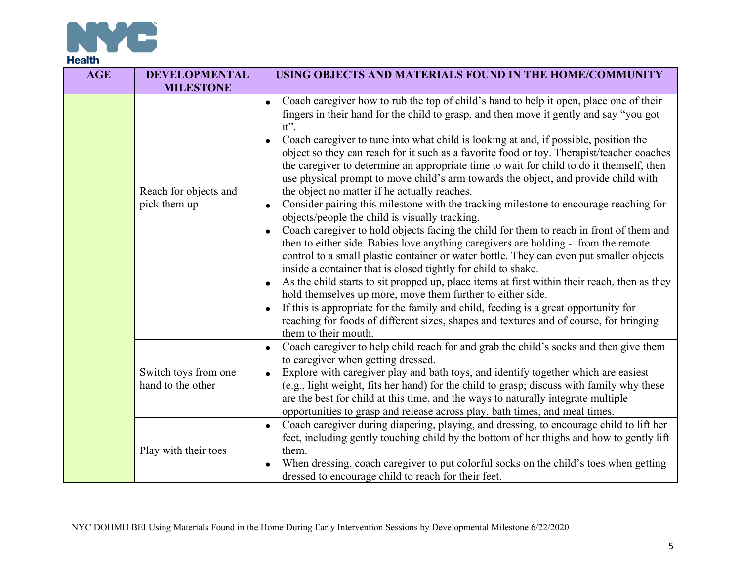| AGE | DEVELOPMENTAL MILESTONE | USING OBJECTS AND MATERIALS FOUND IN THE HOME/COMMUNITY |
|---|---|---|
| | Reach for objects and pick them up | • Coach caregiver how to rub the top of child's hand to help it open, place one of their fingers in their hand for the child to grasp, and then move it gently and say "you got it".<br>• Coach caregiver to tune into what child is looking at and, if possible, position the object so they can reach for it such as a favorite food or toy. Therapist/teacher coaches the caregiver to determine an appropriate time to wait for child to do it themself, then use physical prompt to move child's arm towards the object, and provide child with the object no matter if he actually reaches.<br>• Consider pairing this milestone with the tracking milestone to encourage reaching for objects/people the child is visually tracking.<br>• Coach caregiver to hold objects facing the child for them to reach in front of them and then to either side. Babies love anything caregivers are holding - from the remote control to a small plastic container or water bottle. They can even put smaller objects inside a container that is closed tightly for child to shake.<br>• As the child starts to sit propped up, place items at first within their reach, then as they hold themselves up more, move them further to either side.<br>• If this is appropriate for the family and child, feeding is a great opportunity for reaching for foods of different sizes, shapes and textures and of course, for bringing them to their mouth. |
| | Switch toys from one hand to the other | • Coach caregiver to help child reach for and grab the child's socks and then give them to caregiver when getting dressed.<br>• Explore with caregiver play and bath toys, and identify together which are easiest (e.g., light weight, fits her hand) for the child to grasp; discuss with family why these are the best for child at this time, and the ways to naturally integrate multiple opportunities to grasp and release across play, bath times, and meal times. |
| | Play with their toes | • Coach caregiver during diapering, playing, and dressing, to encourage child to lift her feet, including gently touching child by the bottom of her thighs and how to gently lift them.<br>• When dressing, coach caregiver to put colorful socks on the child's toes when getting dressed to encourage child to reach for their feet. |

NYC DOHMH BEI Using Materials Found in the Home During Early Intervention Sessions by Developmental Milestone 6/22/2020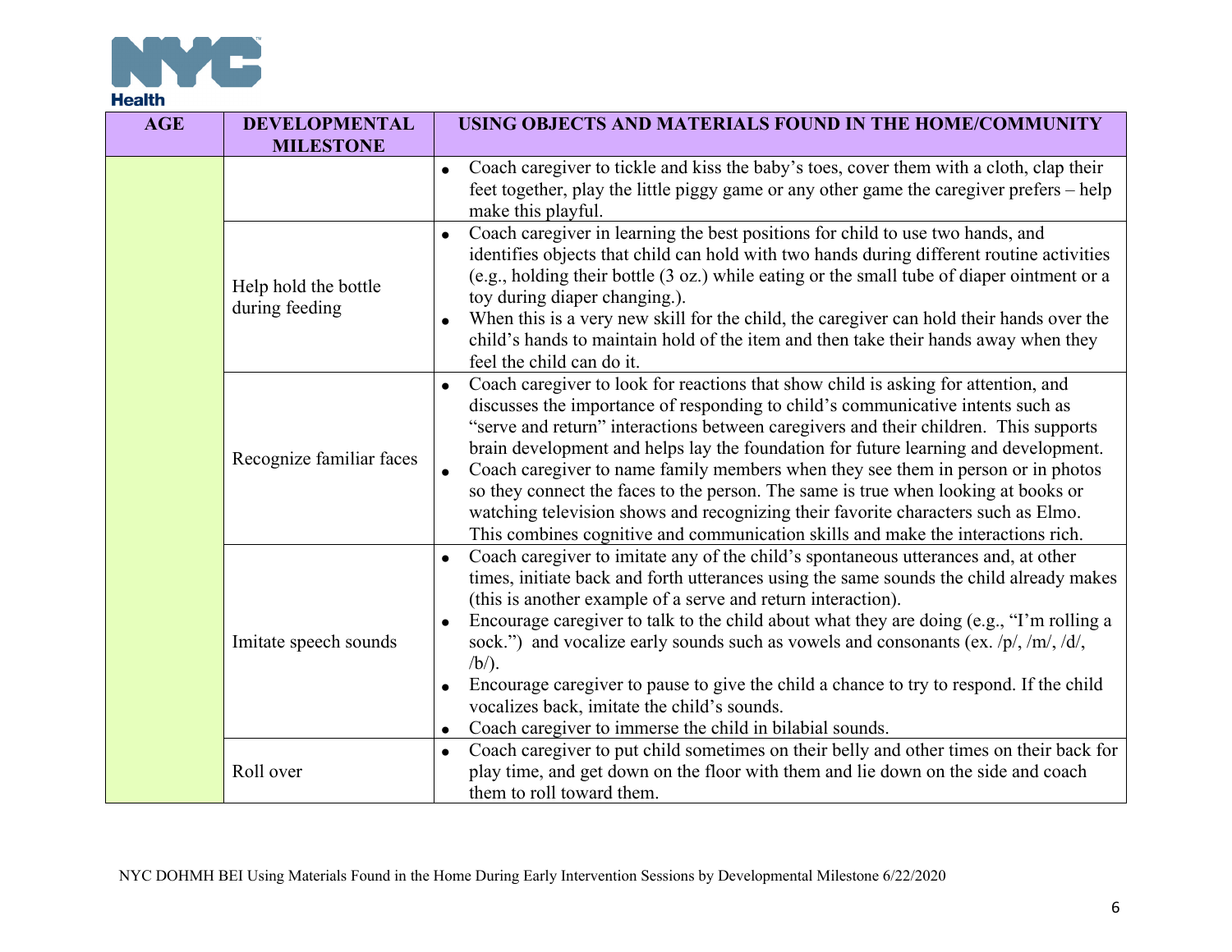| AGE | DEVELOPMENTAL MILESTONE | USING OBJECTS AND MATERIALS FOUND IN THE HOME/COMMUNITY |
|---|---|---|
| | | • Coach caregiver to tickle and kiss the baby's toes, cover them with a cloth, clap their feet together, play the little piggy game or any other game the caregiver prefers – help make this playful. |
| | Help hold the bottle during feeding | • Coach caregiver in learning the best positions for child to use two hands, and identifies objects that child can hold with two hands during different routine activities (e.g., holding their bottle (3 oz.) while eating or the small tube of diaper ointment or a toy during diaper changing.).<br>• When this is a very new skill for the child, the caregiver can hold their hands over the child's hands to maintain hold of the item and then take their hands away when they feel the child can do it. |
| | Recognize familiar faces | • Coach caregiver to look for reactions that show child is asking for attention, and discusses the importance of responding to child's communicative intents such as "serve and return" interactions between caregivers and their children. This supports brain development and helps lay the foundation for future learning and development.<br>• Coach caregiver to name family members when they see them in person or in photos so they connect the faces to the person. The same is true when looking at books or watching television shows and recognizing their favorite characters such as Elmo. This combines cognitive and communication skills and make the interactions rich. |
| | Imitate speech sounds | • Coach caregiver to imitate any of the child's spontaneous utterances and, at other times, initiate back and forth utterances using the same sounds the child already makes (this is another example of a serve and return interaction).<br>• Encourage caregiver to talk to the child about what they are doing (e.g., "I'm rolling a sock.") and vocalize early sounds such as vowels and consonants (ex. /p/, /m/, /d/, /b/).<br>• Encourage caregiver to pause to give the child a chance to try to respond. If the child vocalizes back, imitate the child's sounds.<br>• Coach caregiver to immerse the child in bilabial sounds. |
| | Roll over | • Coach caregiver to put child sometimes on their belly and other times on their back for play time, and get down on the floor with them and lie down on the side and coach them to roll toward them. |

NYC DOHMH BEI Using Materials Found in the Home During Early Intervention Sessions by Developmental Milestone 6/22/2020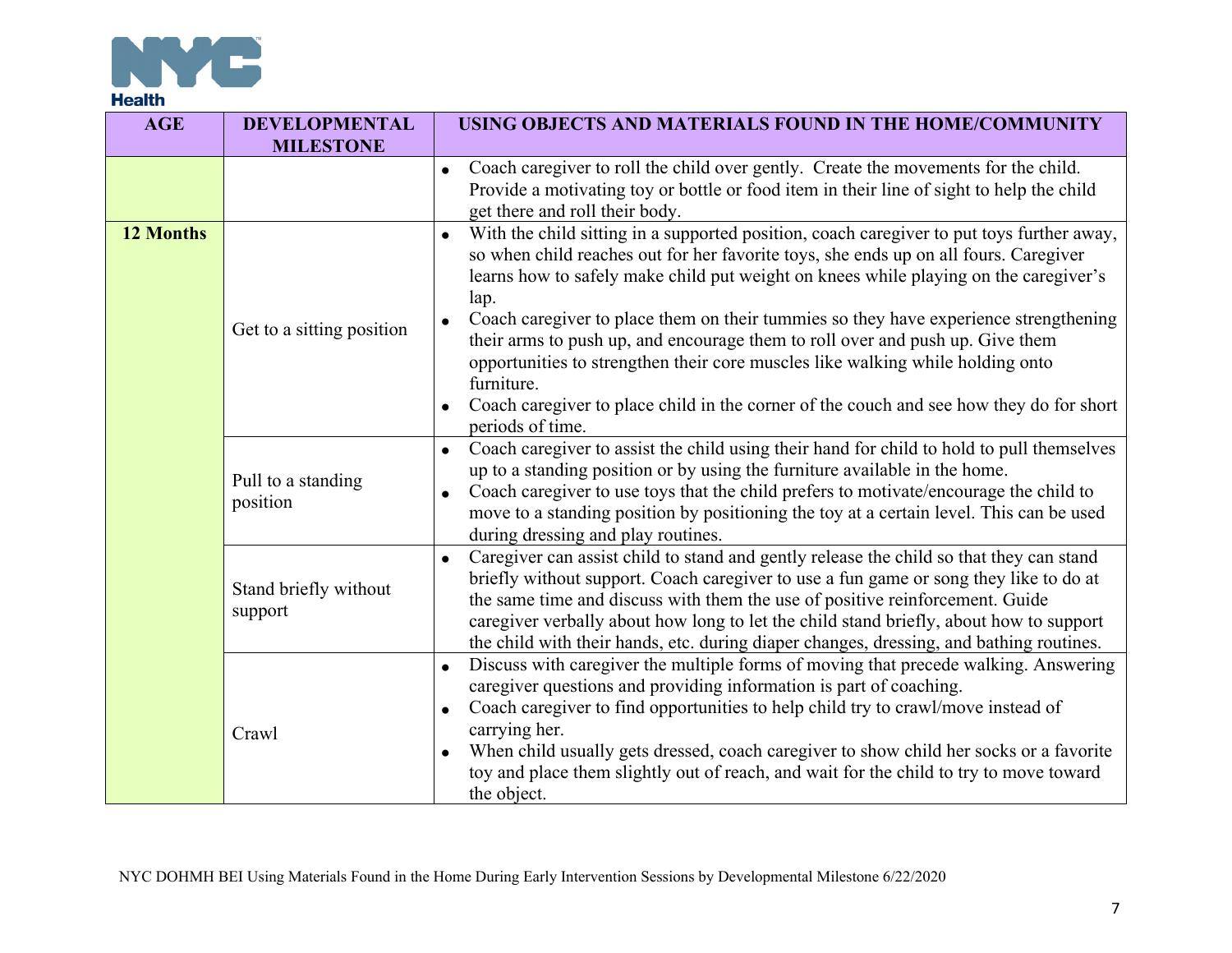| AGE | DEVELOPMENTAL MILESTONE | USING OBJECTS AND MATERIALS FOUND IN THE HOME/COMMUNITY |
|---|---|---|
| | | • Coach caregiver to roll the child over gently. Create the movements for the child. Provide a motivating toy or bottle or food item in their line of sight to help the child get there and roll their body. |
| **12 Months** | Get to a sitting position | • With the child sitting in a supported position, coach caregiver to put toys further away, so when child reaches out for her favorite toys, she ends up on all fours. Caregiver learns how to safely make child put weight on knees while playing on the caregiver's lap.<br>• Coach caregiver to place them on their tummies so they have experience strengthening their arms to push up, and encourage them to roll over and push up. Give them opportunities to strengthen their core muscles like walking while holding onto furniture.<br>• Coach caregiver to place child in the corner of the couch and see how they do for short periods of time. |
| | Pull to a standing position | • Coach caregiver to assist the child using their hand for child to hold to pull themselves up to a standing position or by using the furniture available in the home.<br>• Coach caregiver to use toys that the child prefers to motivate/encourage the child to move to a standing position by positioning the toy at a certain level. This can be used during dressing and play routines. |
| | Stand briefly without support | • Caregiver can assist child to stand and gently release the child so that they can stand briefly without support. Coach caregiver to use a fun game or song they like to do at the same time and discuss with them the use of positive reinforcement. Guide caregiver verbally about how long to let the child stand briefly, about how to support the child with their hands, etc. during diaper changes, dressing, and bathing routines. |
| | Crawl | • Discuss with caregiver the multiple forms of moving that precede walking. Answering caregiver questions and providing information is part of coaching.<br>• Coach caregiver to find opportunities to help child try to crawl/move instead of carrying her.<br>• When child usually gets dressed, coach caregiver to show child her socks or a favorite toy and place them slightly out of reach, and wait for the child to try to move toward the object. |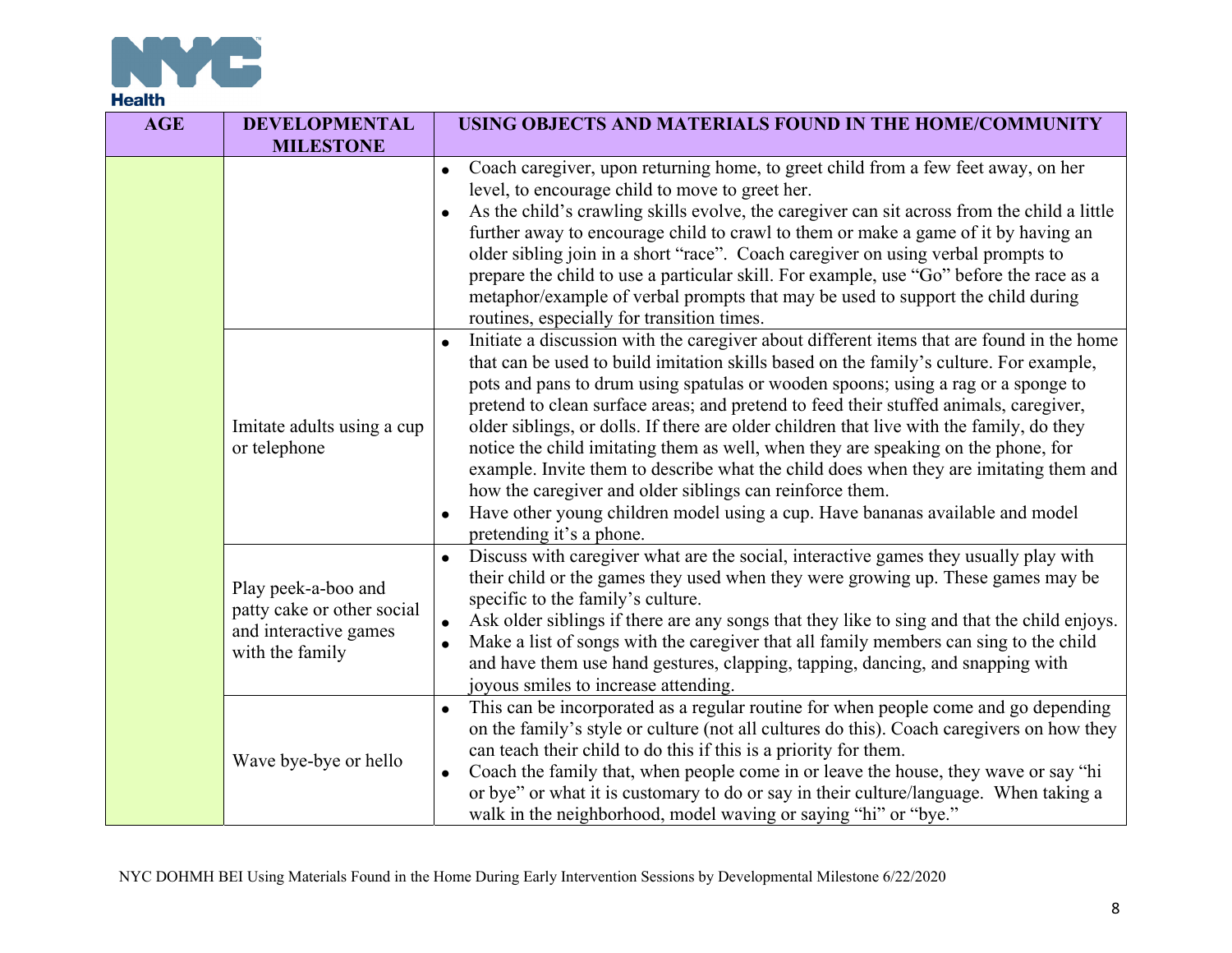| AGE | DEVELOPMENTAL MILESTONE | USING OBJECTS AND MATERIALS FOUND IN THE HOME/COMMUNITY |
|---|---|---|
| | | • Coach caregiver, upon returning home, to greet child from a few feet away, on her level, to encourage child to move to greet her.<br>• As the child's crawling skills evolve, the caregiver can sit across from the child a little further away to encourage child to crawl to them or make a game of it by having an older sibling join in a short "race". Coach caregiver on using verbal prompts to prepare the child to use a particular skill. For example, use "Go" before the race as a metaphor/example of verbal prompts that may be used to support the child during routines, especially for transition times. |
| | Imitate adults using a cup or telephone | • Initiate a discussion with the caregiver about different items that are found in the home that can be used to build imitation skills based on the family's culture. For example, pots and pans to drum using spatulas or wooden spoons; using a rag or a sponge to pretend to clean surface areas; and pretend to feed their stuffed animals, caregiver, older siblings, or dolls. If there are older children that live with the family, do they notice the child imitating them as well, when they are speaking on the phone, for example. Invite them to describe what the child does when they are imitating them and how the caregiver and older siblings can reinforce them.<br>• Have other young children model using a cup. Have bananas available and model pretending it's a phone. |
| | Play peek-a-boo and patty cake or other social and interactive games with the family | • Discuss with caregiver what are the social, interactive games they usually play with their child or the games they used when they were growing up. These may be specific to the family's culture.<br>• Ask older siblings if there are any songs that they like to sing and that the child enjoys.<br>• Make a list of songs with the caregiver that all family members can sing to the child and have them use hand gestures, clapping, tapping, dancing, and snapping with joyous smiles to increase attending. |
| | Wave bye-bye or hello | • This can be incorporated as a regular routine for when people come and go depending on the family's style or culture (not all cultures do this). Coach caregivers on how they can teach their child to do this if this is a priority for them.<br>• Coach the family that, when people come in or leave the house, they wave or say "hi or bye" or what it is customary to do or say in their culture/language. When taking a walk in the neighborhood, model waving or saying "hi" or "bye." |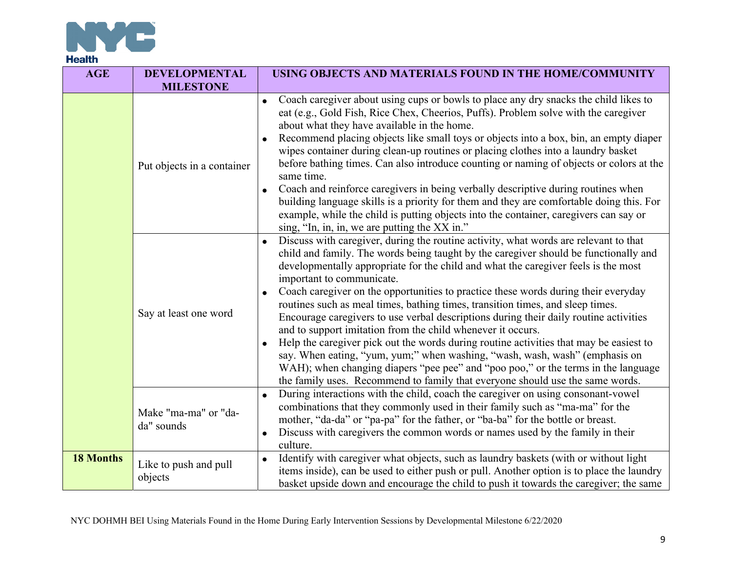| AGE | DEVELOPMENTAL MILESTONE | USING OBJECTS AND MATERIALS FOUND IN THE HOME/COMMUNITY |
|---|---|---|
| | Put objects in a container | • Coach caregiver about using cups or bowls to place any dry snacks the child likes to eat (e.g., Gold Fish, Rice Chex, Cheerios, Puffs). Problem solve with the caregiver about what they have available in the home.<br>• Recommend placing objects like small toys or objects into a box, bin, an empty diaper wipes container during clean-up routines or placing clothes into a laundry basket before bathing times. Can also introduce counting or naming of objects or colors at the same time.<br>• Coach and reinforce caregivers in being verbally descriptive during routines when building language skills is a priority for them and they are comfortable doing this. For example, while the child is putting objects into the container, caregivers can say or sing, "In, in, in, we are putting the XX in." |
| | Say at least one word | • Discuss with caregiver, during the routine activity, what words are relevant to that child and family. The words being taught by the caregiver should be functionally and developmentally appropriate for the child and what the caregiver feels is the most important to communicate.<br>• Coach caregiver on the opportunities to practice these words during their everyday routines such as meal times, bathing times, transition times, and sleep times. Encourage caregivers to use verbal descriptions during their daily routine activities and to support imitation from the child whenever it occurs.<br>• Help the caregiver pick out the words during routine activities that may be easiest to say. When eating, "yum, yum;" when washing, "wash, wash, wash" (emphasis on WAH); when changing diapers "pee pee" and "poo poo," or the terms in the language the family uses. Recommend to family that everyone should use the same words. |
| | Make "ma-ma" or "da-da" sounds | • During interactions with the child, coach the caregiver on using consonant-vowel combinations that they commonly used in their family such as "ma-ma" for the mother, "da-da" or "pa-pa" for the father, or "ba-ba" for the bottle or breast.<br>• Discuss with caregivers the common words or names used by the family in their culture. |
| **18 Months** | Like to push and pull objects | • Identify with caregiver what objects, such as laundry baskets (with or without light items inside), can be used to either push or pull. Another option is to place the laundry basket upside down and encourage the child to push it towards the caregiver; the same |

NYC DOHMH BEI Using Materials Found in the Home During Early Intervention Sessions by Developmental Milestone 6/22/2020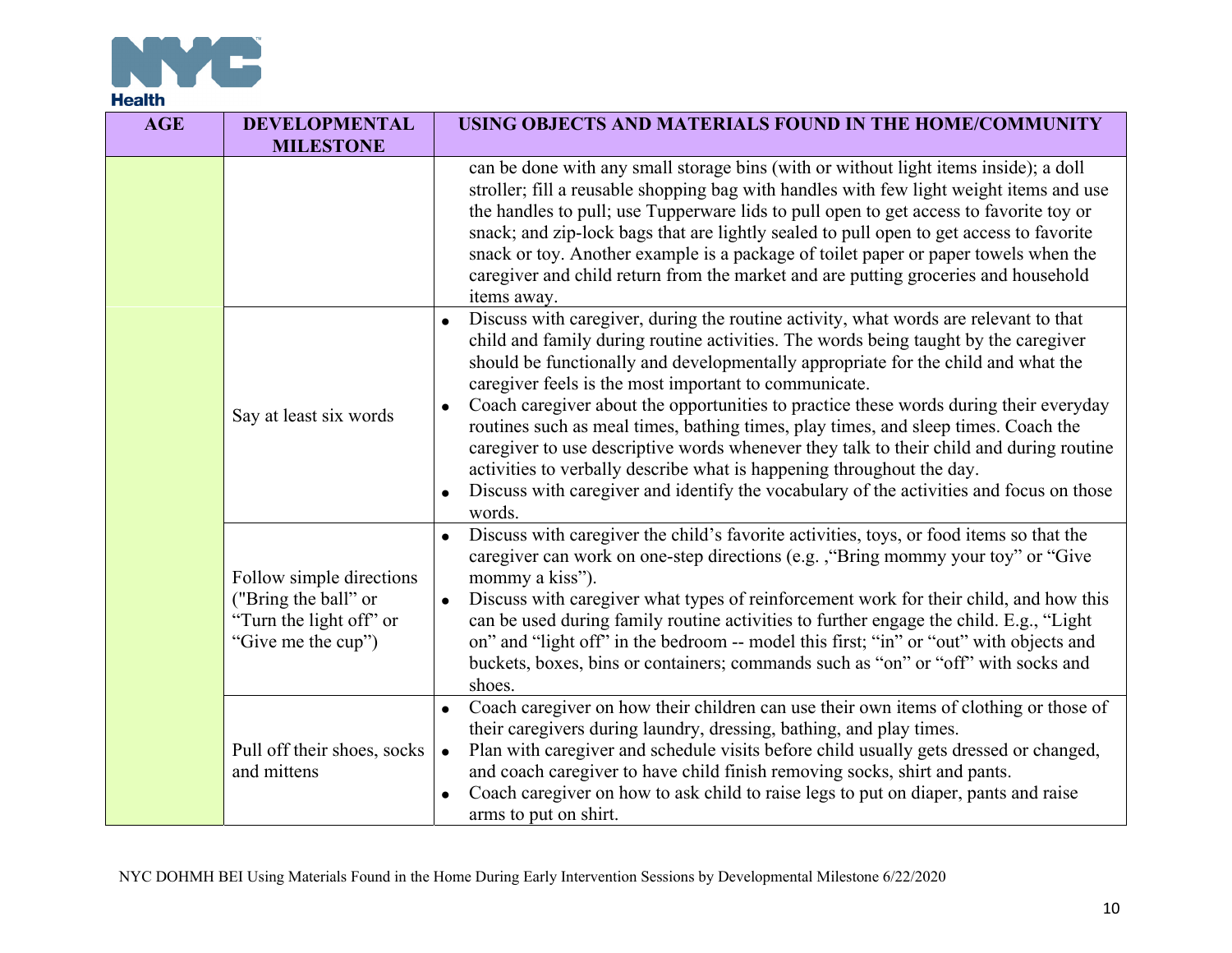| AGE | DEVELOPMENTAL MILESTONE | USING OBJECTS AND MATERIALS FOUND IN THE HOME/COMMUNITY |
|---|---|---|
| | | can be done with any small storage bins (with or without light items inside); a doll stroller; fill a reusable shopping bag with handles with few light weight items and use the handles to pull; use Tupperware lids to pull open to get access to favorite toy or snack; and zip-lock bags that are lightly sealed to pull open to get access to favorite snack or toy. Another example is a package of toilet paper or paper towels when the caregiver and child return from the market and are putting groceries and household items away. |
| | Say at least six words | • Discuss with caregiver, during the routine activity, what words are relevant to that child and family during routine activities. The words being taught by the caregiver should be functionally and developmentally appropriate for the child and what the caregiver feels is the most important to communicate.<br>• Coach caregiver about the opportunities to practice these words during their everyday routines such as meal times, bathing times, play times, and sleep times. Coach the caregiver to use descriptive words whenever they talk to their child and during routine activities to verbally describe what is happening throughout the day.<br>• Discuss with caregiver and identify the vocabulary of the activities and focus on those words. |
| | Follow simple directions ("Bring the ball" or "Turn the light off" or "Give me the cup") | • Discuss with caregiver the child's favorite activities, toys, or food items so that the caregiver can work on one-step directions (e.g. ,"Bring mommy your toy" or "Give mommy a kiss").<br>• Discuss with caregiver what types of reinforcement work for their child, and how this can be used during family routine activities to further engage the child. E.g., "Light on" and "light off" in the bedroom -- model this first; "in" or "out" with objects and buckets, boxes, bins or containers; commands such as "on" or "off" with socks and shoes. |
| | Pull off their shoes, socks and mittens | • Coach caregiver on how their children can use their own items of clothing or those of their caregivers during laundry, dressing, bathing, and play times.<br>• Plan with caregiver and schedule visits before child usually gets dressed or changed, and coach caregiver to have child finish removing socks, shirt and pants.<br>• Coach caregiver on how to ask child to raise legs to put on diaper, pants and raise arms to put on shirt. |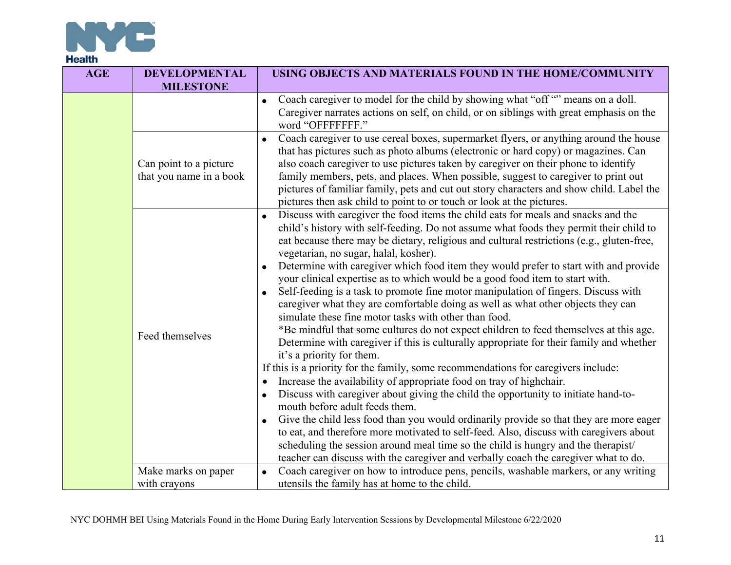| AGE | DEVELOPMENTAL MILESTONE | USING OBJECTS AND MATERIALS FOUND IN THE HOME/COMMUNITY |
|---|---|---|
| | | • Coach caregiver to model for the child by showing what "off "" means on a doll. Caregiver narrates actions on self, on child, or on siblings with great emphasis on the word "OFFFFFFF." |
| | Can point to a picture that you name in a book | • Coach caregiver to use cereal boxes, supermarket flyers, or anything around the house that has pictures such as photo albums (electronic or hard copy) or magazines. Can also coach caregiver to use pictures taken by caregiver on their phone to identify family members, pets, and places. When possible, suggest to caregiver to print out pictures of familiar family, pets and cut out story characters and show child. Label the pictures then ask child to point to or touch or look at the pictures. |
| | Feed themselves | • Discuss with caregiver the food items the child eats for meals and snacks and the child's history with self-feeding. Do not assume what foods they permit their child to eat because there may be dietary, religious and cultural restrictions (e.g., gluten-free, vegetarian, no sugar, halal, kosher).<br>• Determine with caregiver which food item they would prefer to start with and provide your clinical expertise as to which would be a good food item to start with.<br>• Self-feeding is a task to promote fine motor manipulation of fingers. Discuss with caregiver what they are comfortable doing as well as what other objects they can simulate these fine motor tasks with other than food.<br>*Be mindful that some cultures do not expect children to feed themselves at this age. Determine with caregiver if this is culturally appropriate for their family and whether it's a priority for them.<br>If this is a priority for the family, some recommendations for caregivers include:<br>• Increase the availability of appropriate food on tray of highchair.<br>• Discuss with caregiver about giving the child the opportunity to initiate hand-to-mouth before adult feeds them.<br>• Give the child less food than you would ordinarily provide so that they are more eager to eat, and therefore more motivated to self-feed. Also, discuss with caregivers about scheduling the session around meal time so the child is hungry and the therapist/ teacher can discuss with the caregiver and verbally coach the caregiver what to do. |
| | Make marks on paper with crayons | • Coach caregiver on how to introduce pens, pencils, washable markers, or any writing utensils the family has at home to the child. |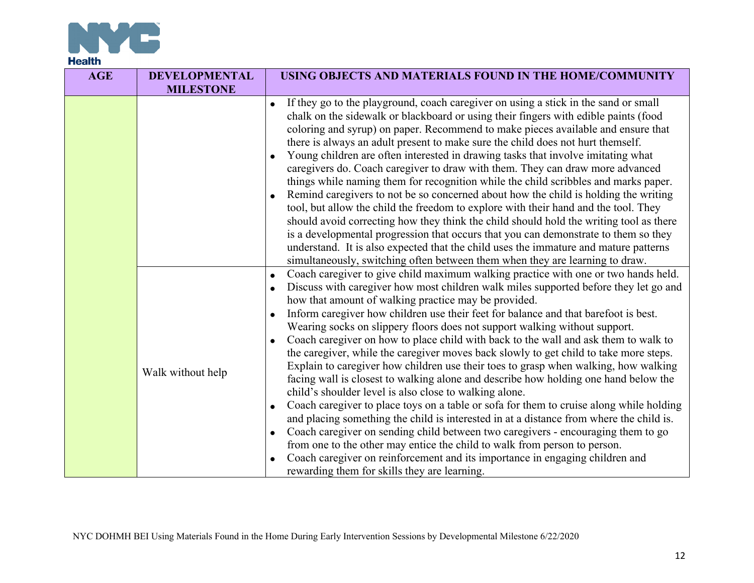| AGE | DEVELOPMENTAL MILESTONE | USING OBJECTS AND MATERIALS FOUND IN THE HOME/COMMUNITY |
|---|---|---|
| | | • If they go to the playground, coach caregiver on using a stick in the sand or small chalk on the sidewalk or blackboard or using their fingers with edible paints (food coloring and syrup) on paper. Recommend to make pieces available and ensure that there is always an adult present to make sure the child does not hurt themself.<br>• Young children are often interested in drawing tasks that involve imitating what caregivers do. Coach caregiver to draw with them. They can draw more advanced things while naming them for recognition while the child scribbles and marks paper.<br>• Remind caregivers to not be so concerned about how the child is holding the writing tool, but allow the child the freedom to explore with their hand and the tool. They should avoid correcting how they think the child should hold the writing tool as there is a developmental progression that occurs that you can demonstrate to them so they understand. It is also expected that the child uses the immature and mature patterns simultaneously, switching often between them when they are learning to draw. |
| | Walk without help | • Coach caregiver to give child maximum walking practice with one or two hands held.<br>• Discuss with caregiver how most children walk miles supported before they let go and how that amount of walking practice may be provided.<br>• Inform caregiver how children use their feet for balance and that barefoot is best. Wearing socks on slippery floors does not support walking without support.<br>• Coach caregiver on how to place child with back to the wall and ask them to walk to the caregiver, while the caregiver moves back slowly to get child to take more steps. Explain to caregiver how children use their toes to grasp when walking, how walking facing wall is closest to walking alone and describe how holding one hand below the child's shoulder level is also close to walking alone.<br>• Coach caregiver to place toys on a table or sofa for them to cruise along while holding and placing something the child is interested in at a distance from where the child is.<br>• Coach caregiver on sending child between two caregivers - encouraging them to go from one to the other may entice the child to walk from person to person.<br>• Coach caregiver on reinforcement and its importance in engaging children and rewarding them for skills they are learning. |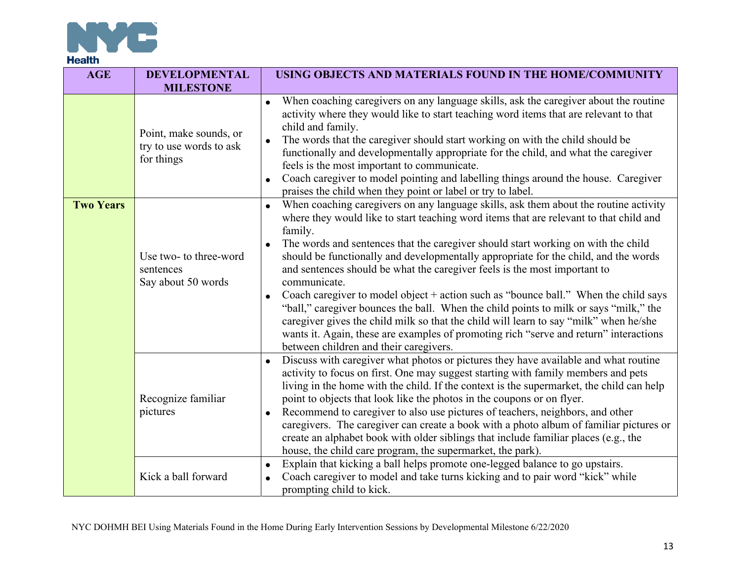| AGE | DEVELOPMENTAL MILESTONE | USING OBJECTS AND MATERIALS FOUND IN THE HOME/COMMUNITY |
|---|---|---|
| | Point, make sounds, or try to use words to ask for things | • When coaching caregivers on any language skills, ask the caregiver about the routine activity where they would like to start teaching word items that are relevant to that child and family.<br>• The words that the caregiver should start working on with the child should be functionally and developmentally appropriate for the child, and what the caregiver feels is the most important to communicate.<br>• Coach caregiver to model pointing and labelling things around the house. Caregiver praises the child when they point or label or try to label. |
| **Two Years** | Use two- to three-word sentences<br>Say about 50 words | • When coaching caregivers on any language skills, ask them about the routine activity where they would like to start teaching word items that are relevant to that child and family.<br>• The words and sentences that the caregiver should start working on with the child should be functionally and developmentally appropriate for the child, and the words and sentences should be what the caregiver feels is the most important to communicate.<br>• Coach caregiver to model object + action such as "bounce ball." When the child says "ball," caregiver bounces the ball. When the child points to milk or says "milk," the caregiver gives the child milk so that the child will learn to say "milk" when he/she wants it. Again, these are examples of promoting rich "serve and return" interactions between children and their caregivers. |
| | Recognize familiar pictures | • Discuss with caregiver what photos or pictures they have available and what routine activity to focus on first. One may suggest starting with family members and pets living in the home with the child. If the context is the supermarket, the child can help point to objects that look like the photos in the coupons or on flyer.<br>• Recommend to caregiver to also use pictures of teachers, neighbors, and other caregivers. The caregiver can create a book with a photo album of familiar pictures or create an alphabet book with older siblings that include familiar places (e.g., the house, the child care program, the supermarket, the park). |
| | Kick a ball forward | • Explain that kicking a ball helps promote one-legged balance to go upstairs.<br>• Coach caregiver to model and take turns kicking and to pair word "kick" while prompting child to kick. |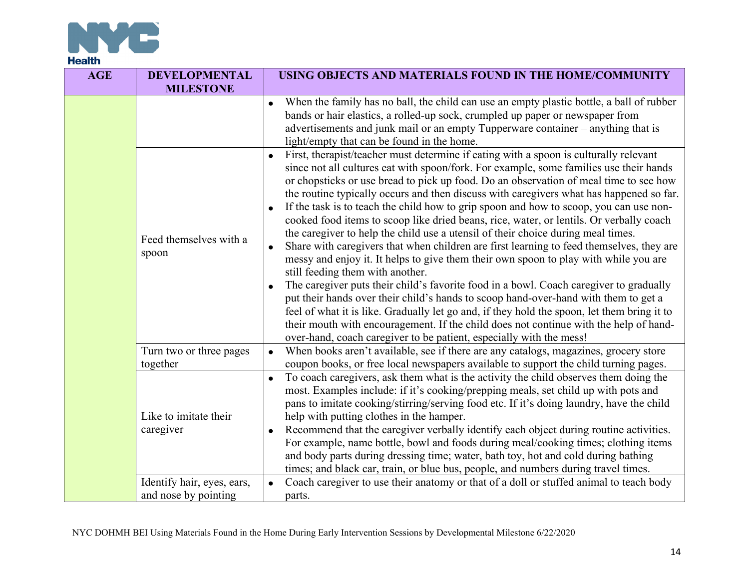| AGE | DEVELOPMENTAL MILESTONE | USING OBJECTS AND MATERIALS FOUND IN THE HOME/COMMUNITY |
|---|---|---|
| | | • When the family has no ball, the child can use an empty plastic bottle, a ball of rubber bands or hair elastics, a rolled-up sock, crumpled up paper or newspaper from advertisements and junk mail or an empty Tupperware container – anything that is light/empty that can be found in the home. |
| | Feed themselves with a spoon | • First, therapist/teacher must determine if eating with a spoon is culturally relevant since not all cultures eat with spoon/fork. For example, some families use their hands or chopsticks or use bread to pick up food. Do an observation of meal time to see how the routine typically occurs and then discuss with caregivers what has happened so far.<br>• If the task is to teach the child how to grip spoon and how to scoop, you can use non-cooked food items to scoop like dried beans, rice, water, or lentils. Or verbally coach the caregiver to help the child use a utensil of their choice during meal times.<br>• Share with caregivers that when children are first learning to feed themselves, they are messy and enjoy it. It helps to give them their own spoon to play with while you are still feeding them with another.<br>• The caregiver puts their child's favorite food in a bowl. Coach caregiver to gradually put their hands over their child's hands to scoop hand-over-hand with them to get a feel of what it is like. Gradually let go and, if they hold the spoon, let them bring it to their mouth with encouragement. If the child does not continue with the help of hand-over-hand, coach caregiver to be patient, especially with the mess! |
| | Turn two or three pages together | • When books aren't available, see if there are any catalogs, magazines, grocery store coupon books, or free local newspapers available to support the child turning pages. |
| | Like to imitate their caregiver | • To coach caregivers, ask them what is the activity the child observes them doing the most. Examples include: if it's cooking/prepping meals, set child up with pots and pans to imitate cooking/stirring/serving food etc. If it's doing laundry, have the child help with putting clothes in the hamper.<br>• Recommend that the caregiver verbally identify each object during routine activities. For example, name bottle, bowl and foods during meal/cooking times; clothing items and body parts during dressing time; water, bath toy, hot and cold during bathing times; and black car, train, or blue bus, people, and numbers during travel times. |
| | Identify hair, eyes, ears, and nose by pointing | • Coach caregiver to use their anatomy or that of a doll or stuffed animal to teach body parts. |

NYC DOHMH BEI Using Materials Found in the Home During Early Intervention Sessions by Developmental Milestone 6/22/2020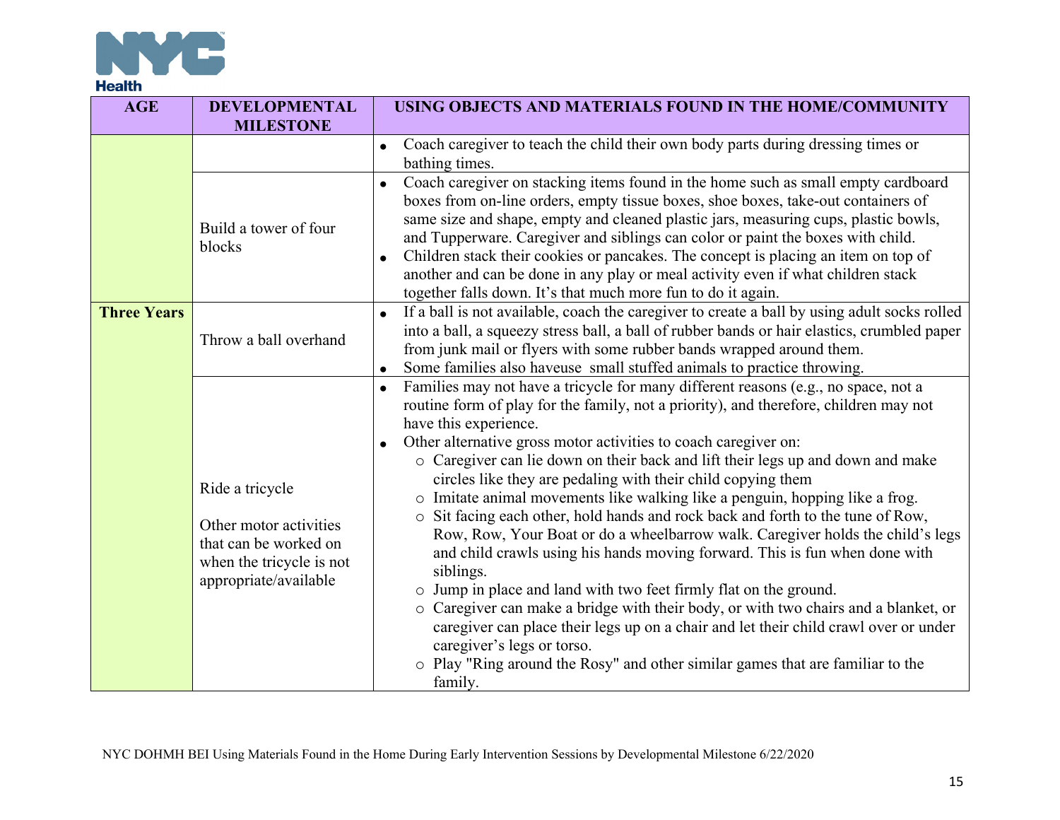| AGE | DEVELOPMENTAL MILESTONE | USING OBJECTS AND MATERIALS FOUND IN THE HOME/COMMUNITY |
|---|---|---|
| | | • Coach caregiver to teach the child their own body parts during dressing times or bathing times. |
| | Build a tower of four blocks | • Coach caregiver on stacking items found in the home such as small empty cardboard boxes from on-line orders, empty tissue boxes, shoe boxes, take-out containers of same size and shape, empty and cleaned plastic jars, measuring cups, plastic bowls, and Tupperware. Caregiver and siblings can color or paint the boxes with child.<br>• Children stack their cookies or pancakes. The concept is placing an item on top of another and can be done in any play or meal activity even if what children stack together falls down. It's that much more fun to do it again. |
| **Three Years** | Throw a ball overhand | • If a ball is not available, coach the caregiver to create a ball by using adult socks rolled into a ball, a squeezy stress ball, a ball of rubber bands or hair elastics, crumbled paper from junk mail or flyers with some rubber bands wrapped around them.<br>• Some families also haveuse small stuffed animals to practice throwing. |
| | Ride a tricycle<br><br>Other motor activities that can be worked on when the tricycle is not appropriate/available | • Families may not have a tricycle for many different reasons (e.g., no space, not a routine form of play for the family, not a priority), and therefore, children may not have this experience.<br>• Other alternative gross motor activities to coach caregiver on:<br>  ○ Caregiver can lie down on their back and lift their legs up and down and make circles like they are pedaling with their child copying them<br>  ○ Imitate animal movements like walking like a penguin, hopping like a frog.<br>  ○ Sit facing each other, hold hands and rock back and forth to the tune of Row, Row, Row, Your Boat or do a wheelbarrow walk. Caregiver holds the child's legs and child crawls using his hands moving forward. This is fun when done with siblings.<br>  ○ Jump in place and land with two feet firmly flat on the ground.<br>  ○ Caregiver can make a bridge with their body, or with two chairs and a blanket, or caregiver can place their legs up on a chair and let their child crawl over or under caregiver's legs or torso.<br>  ○ Play "Ring around the Rosy" and other similar games that are familiar to the family. |

NYC DOHMH BEI Using Materials Found in the Home During Early Intervention Sessions by Developmental Milestone 6/22/2020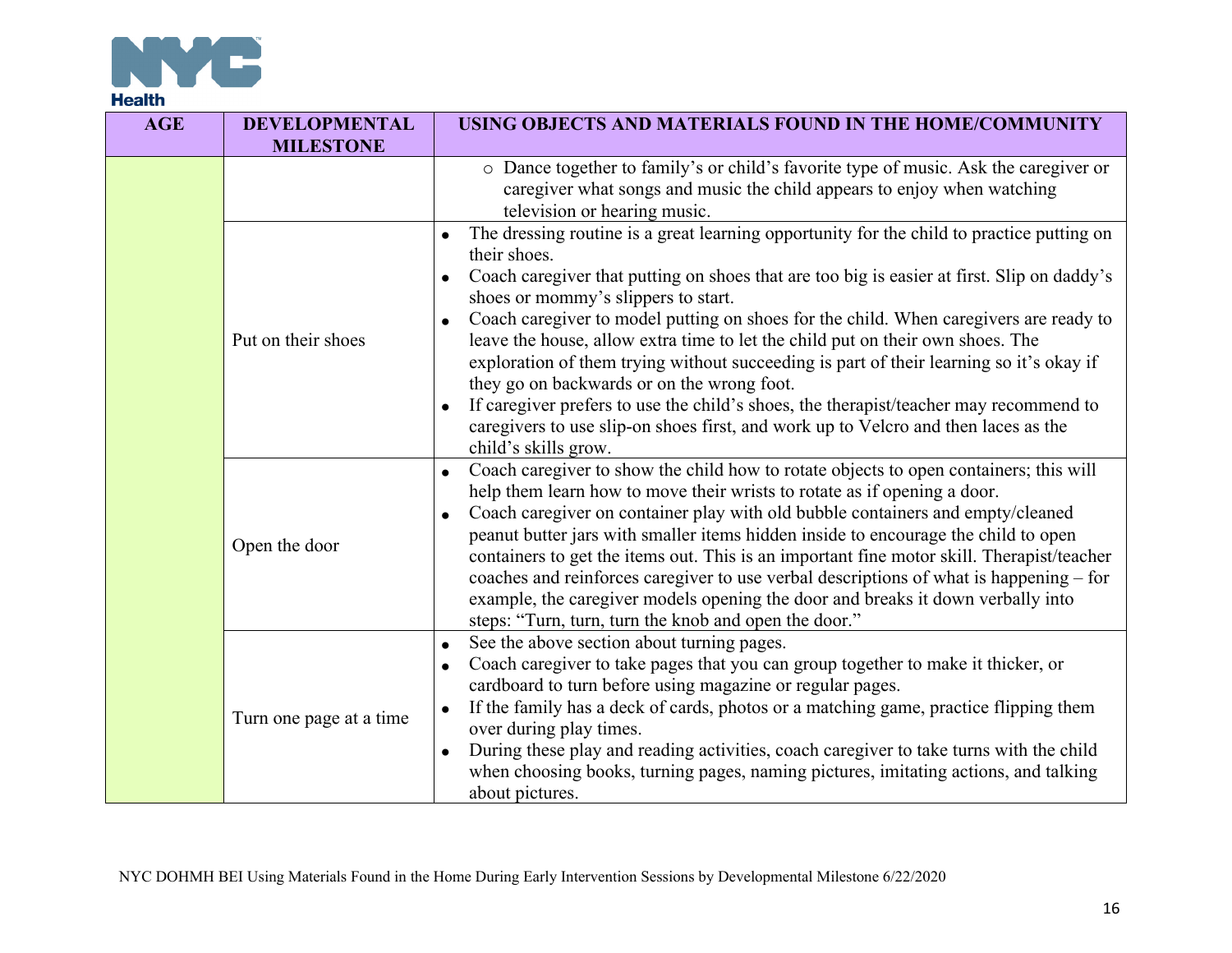| AGE | DEVELOPMENTAL MILESTONE | USING OBJECTS AND MATERIALS FOUND IN THE HOME/COMMUNITY |
|---|---|---|
| | | ○ Dance together to family's or child's favorite type of music. Ask the caregiver or caregiver what songs and music the child appears to enjoy when watching television or hearing music. |
| | Put on their shoes | • The dressing routine is a great learning opportunity for the child to practice putting on their shoes.<br>• Coach caregiver that putting on shoes that are too big is easier at first. Slip on daddy's shoes or mommy's slippers to start.<br>• Coach caregiver to model putting on shoes for the child. When caregivers are ready to leave the house, allow extra time to let the child put on their own shoes. The exploration of them trying without succeeding is part of their learning so it's okay if they go on backwards or on the wrong foot.<br>• If caregiver prefers to use the child's shoes, the therapist/teacher may recommend to caregivers to use slip-on shoes first, and work up to Velcro and then laces as the child's skills grow. |
| | Open the door | • Coach caregiver to show the child how to rotate objects to open containers; this will help them learn how to move their wrists to rotate as if opening a door.<br>• Coach caregiver on container play with old bubble containers and empty/cleaned peanut butter jars with smaller items hidden inside to encourage the child to open containers to get the items out. This is an important fine motor skill. Therapist/teacher coaches and reinforces caregiver to use verbal descriptions of what is happening – for example, the caregiver models opening the door and breaks it down verbally into steps: "Turn, turn, turn the knob and open the door." |
| | Turn one page at a time | • See the above section about turning pages.<br>• Coach caregiver to take pages that you can group together to make it thicker, or cardboard to turn before using magazine or regular pages.<br>• If the family has a deck of cards, photos or a matching game, practice flipping them over during play times.<br>• During these play and reading activities, coach caregiver to take turns with the child when choosing books, turning pages, naming pictures, imitating actions, and talking about pictures. |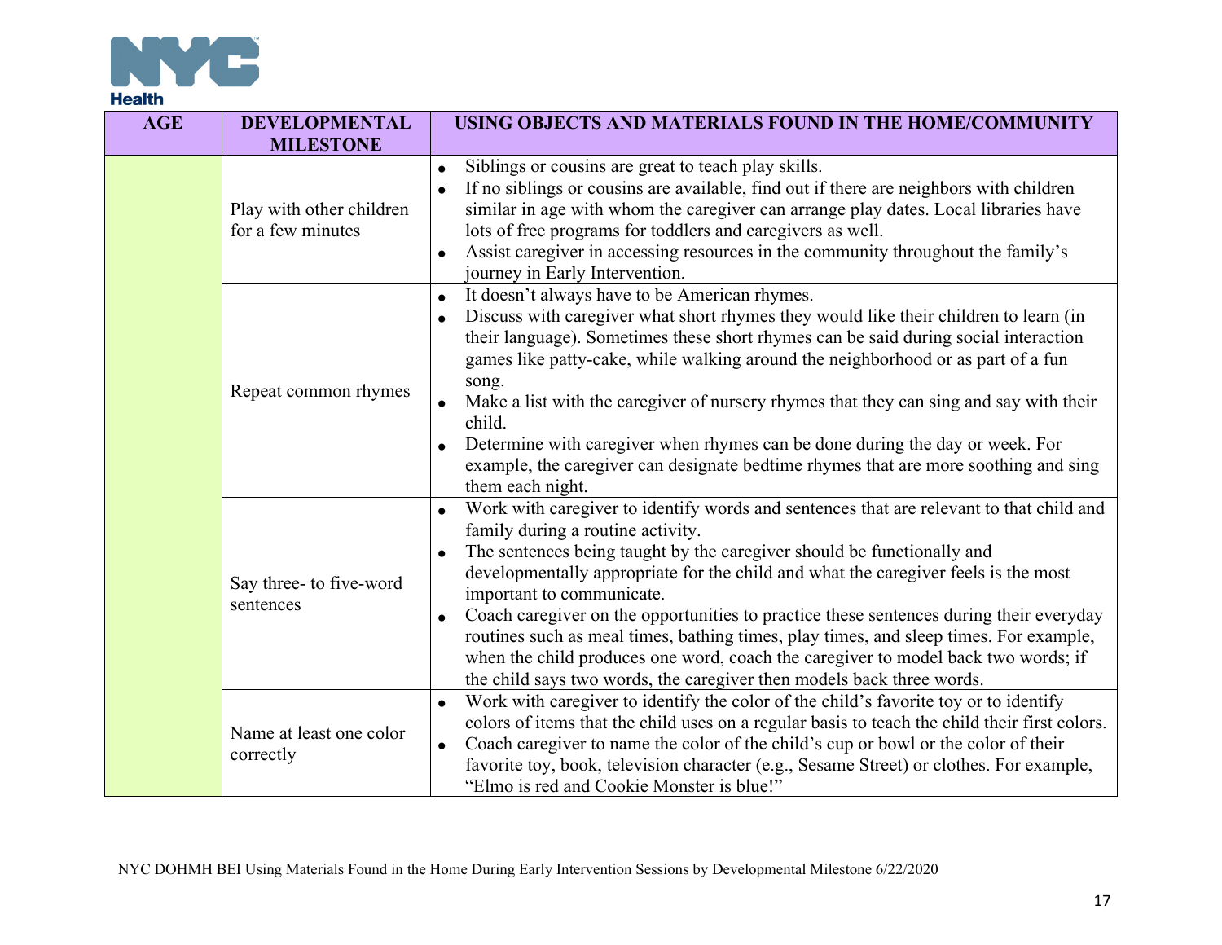| AGE | DEVELOPMENTAL MILESTONE | USING OBJECTS AND MATERIALS FOUND IN THE HOME/COMMUNITY |
|---|---|---|
| | Play with other children for a few minutes | • Siblings or cousins are great to teach play skills.<br>• If no siblings or cousins are available, find out if there are neighbors with children similar in age with whom the caregiver can arrange play dates. Local libraries have lots of free programs for toddlers and caregivers as well.<br>• Assist caregiver in accessing resources in the community throughout the family's journey in Early Intervention. |
| | Repeat common rhymes | • It doesn't always have to be American rhymes.<br>• Discuss with caregiver what short rhymes they would like their children to learn (in their language). Sometimes these short rhymes can be said during social interaction games like patty-cake, while walking around the neighborhood or as part of a fun song.<br>• Make a list with the caregiver of nursery rhymes that they can sing and say with their child.<br>• Determine with caregiver when rhymes can be done during the day or week. For example, the caregiver can designate bedtime rhymes that are more soothing and sing them each night. |
| | Say three- to five-word sentences | • Work with caregiver to identify words and sentences that are relevant to that child and family during a routine activity.<br>• The sentences being taught by the caregiver should be functionally and developmentally appropriate for the child and what the caregiver feels is the most important to communicate.<br>• Coach caregiver on the opportunities to practice these sentences during their everyday routines such as meal times, bathing times, play times, and sleep times. For example, when the child produces one word, coach the caregiver to model back two words; if the child says two words, the caregiver then models back three words. |
| | Name at least one color correctly | • Work with caregiver to identify the color of the child's favorite toy or to identify colors of items that the child uses on a regular basis to teach the child their first colors.<br>• Coach caregiver to name the color of the child's cup or bowl or the color of their favorite toy, book, television character (e.g., Sesame Street) or clothes. For example, "Elmo is red and Cookie Monster is blue!" |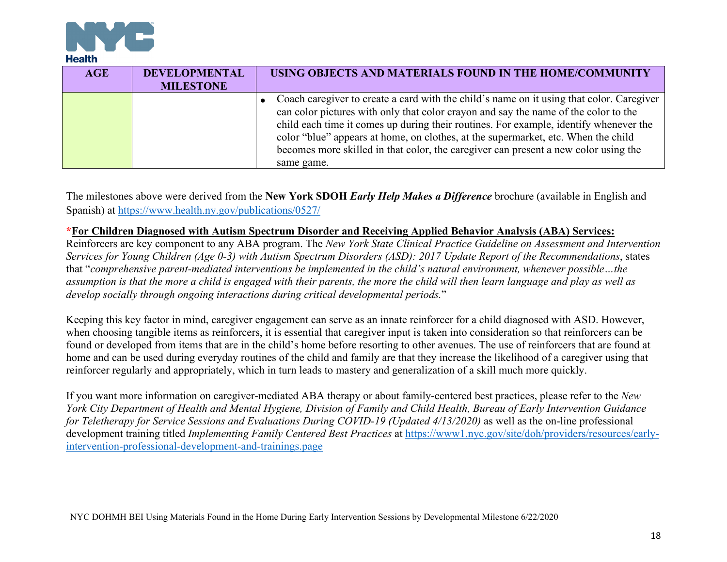| AGE | DEVELOPMENTAL MILESTONE | USING OBJECTS AND MATERIALS FOUND IN THE HOME/COMMUNITY |
|---|---|---|
| | | • Coach caregiver to create a card with the child's name on it using that color. Caregiver can color pictures with only that color crayon and say the name of the color to the child each time it comes up during their routines. For example, identify whenever the color "blue" appears at home, on clothes, at the supermarket, etc. When the child becomes more skilled in that color, the caregiver can present a new color using the same game. |

The milestones above were derived from the **New York SDOH *Early Help Makes a Difference*** brochure (available in English and Spanish) at https://www.health.ny.gov/publications/0527/

**\*For Children Diagnosed with Autism Spectrum Disorder and Receiving Applied Behavior Analysis (ABA) Services:**
Reinforcers are key component to any ABA program. The *New York State Clinical Practice Guideline on Assessment and Intervention Services for Young Children (Age 0-3) with Autism Spectrum Disorders (ASD): 2017 Update Report of the Recommendations*, states that "*comprehensive parent-mediated interventions be implemented in the child's natural environment, whenever possible…the assumption is that the more a child is engaged with their parents, the more the child will then learn language and play as well as develop socially through ongoing interactions during critical developmental periods.*"

Keeping this key factor in mind, caregiver engagement can serve as an innate reinforcer for a child diagnosed with ASD. However, when choosing tangible items as reinforcers, it is essential that caregiver input is taken into consideration so that reinforcers can be found or developed from items that are in the child's home before resorting to other avenues. The use of reinforcers that are found at home and can be used during everyday routines of the child and family are that they increase the likelihood of a caregiver using that reinforcer regularly and appropriately, which in turn leads to mastery and generalization of a skill much more quickly.

If you want more information on caregiver-mediated ABA therapy or about family-centered best practices, please refer to the *New York City Department of Health and Mental Hygiene, Division of Family and Child Health, Bureau of Early Intervention Guidance for Teletherapy for Service Sessions and Evaluations During COVID-19 (Updated 4/13/2020)* as well as the on-line professional development training titled *Implementing Family Centered Best Practices* at https://www1.nyc.gov/site/doh/providers/resources/early-intervention-professional-development-and-trainings.page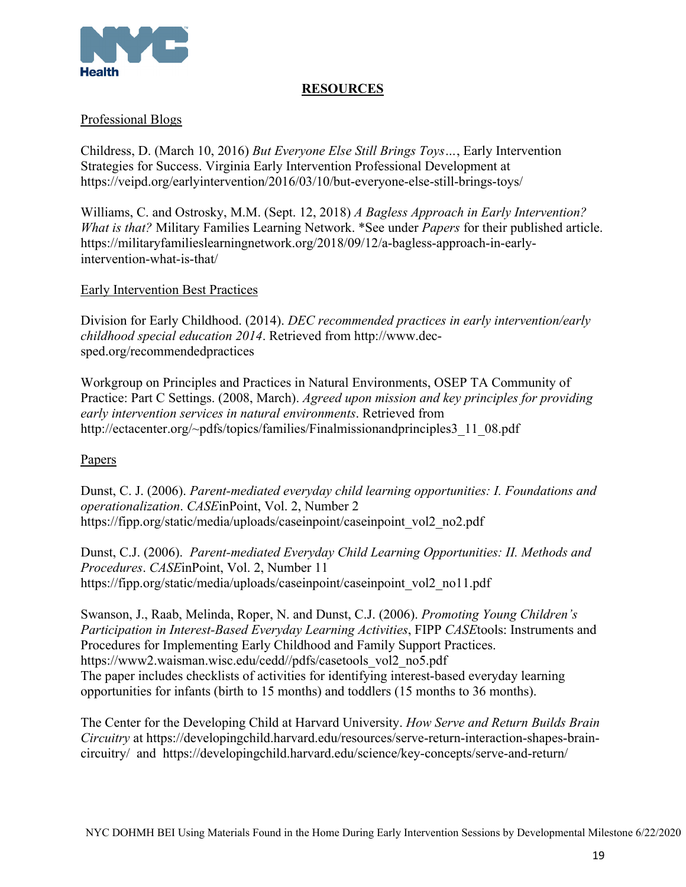# RESOURCES

## Professional Blogs

Childress, D. (March 10, 2016) *But Everyone Else Still Brings Toys…*, Early Intervention Strategies for Success. Virginia Early Intervention Professional Development at https://veipd.org/earlyintervention/2016/03/10/but-everyone-else-still-brings-toys/

Williams, C. and Ostrosky, M.M. (Sept. 12, 2018) *A Bagless Approach in Early Intervention? What is that?* Military Families Learning Network. *See under *Papers* for their published article. https://militaryfamilieslearningnetwork.org/2018/09/12/a-bagless-approach-in-early-intervention-what-is-that/

## Early Intervention Best Practices

Division for Early Childhood. (2014). *DEC recommended practices in early intervention/early childhood special education 2014*. Retrieved from http://www.dec-sped.org/recommendedpractices

Workgroup on Principles and Practices in Natural Environments, OSEP TA Community of Practice: Part C Settings. (2008, March). *Agreed upon mission and key principles for providing early intervention services in natural environments*. Retrieved from http://ectacenter.org/~pdfs/topics/families/Finalmissionandprinciples3_11_08.pdf

## Papers

Dunst, C. J. (2006). *Parent-mediated everyday child learning opportunities: I. Foundations and operationalization*. *CASE*inPoint, Vol. 2, Number 2 https://fipp.org/static/media/uploads/caseinpoint/caseinpoint_vol2_no2.pdf

Dunst, C.J. (2006). *Parent-mediated Everyday Child Learning Opportunities: II. Methods and Procedures*. *CASE*inPoint, Vol. 2, Number 11 https://fipp.org/static/media/uploads/caseinpoint/caseinpoint_vol2_no11.pdf

Swanson, J., Raab, Melinda, Roper, N. and Dunst, C.J. (2006). *Promoting Young Children's Participation in Interest-Based Everyday Learning Activities*, FIPP *CASE*tools: Instruments and Procedures for Implementing Early Childhood and Family Support Practices. https://www2.waisman.wisc.edu/cedd//pdfs/casetools_vol2_no5.pdf
The paper includes checklists of activities for identifying interest-based everyday learning opportunities for infants (birth to 15 months) and toddlers (15 months to 36 months).

The Center for the Developing Child at Harvard University. *How Serve and Return Builds Brain Circuitry* at https://developingchild.harvard.edu/resources/serve-return-interaction-shapes-brain-circuitry/ and https://developingchild.harvard.edu/science/key-concepts/serve-and-return/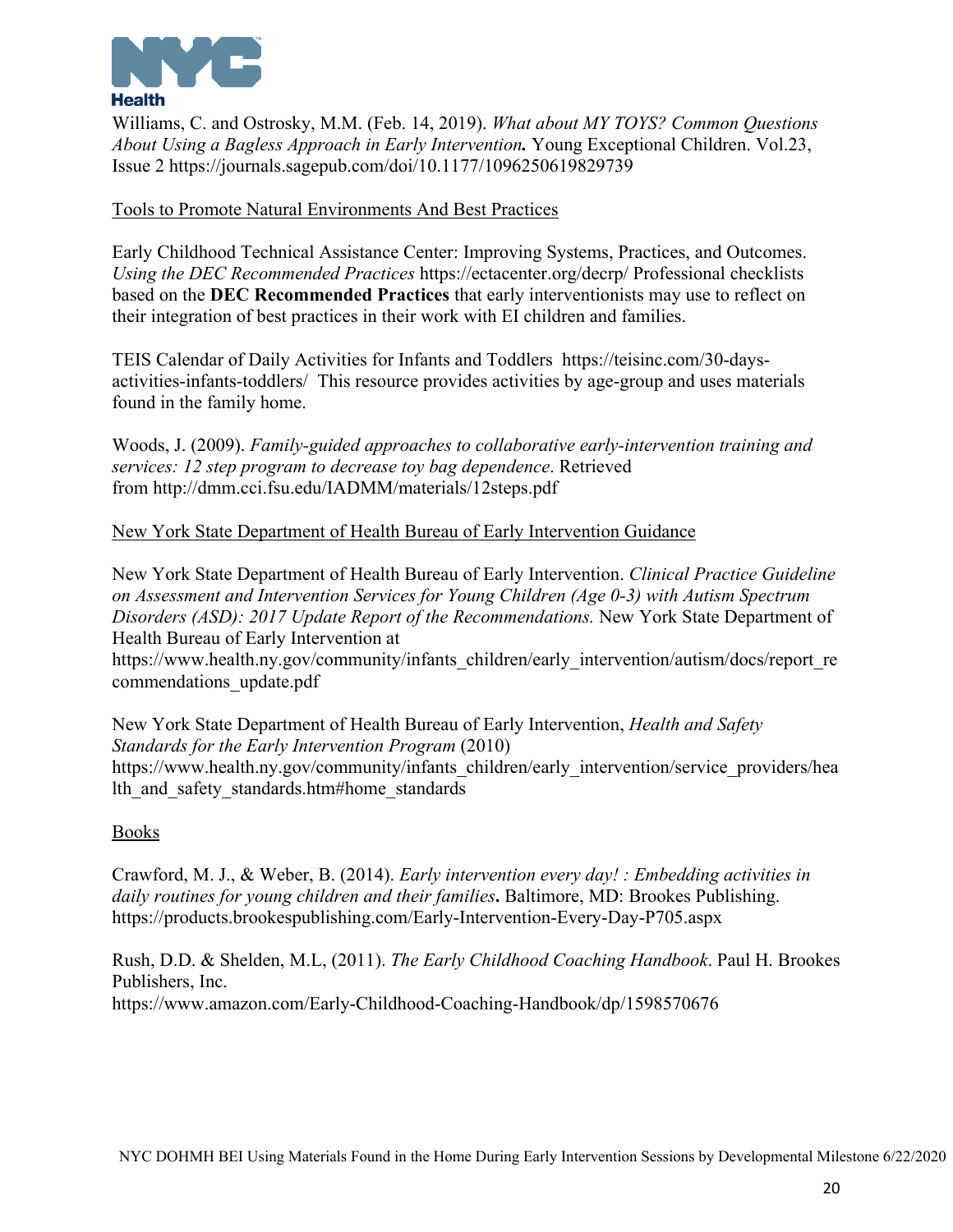Williams, C. and Ostrosky, M.M. (Feb. 14, 2019). *What about MY TOYS? Common Questions About Using a Bagless Approach in Early Intervention.* Young Exceptional Children. Vol.23, Issue 2 https://journals.sagepub.com/doi/10.1177/1096250619829739

Tools to Promote Natural Environments And Best Practices

Early Childhood Technical Assistance Center: Improving Systems, Practices, and Outcomes. *Using the DEC Recommended Practices* https://ectacenter.org/decrp/ Professional checklists based on the **DEC Recommended Practices** that early interventionists may use to reflect on their integration of best practices in their work with EI children and families.

TEIS Calendar of Daily Activities for Infants and Toddlers https://teisinc.com/30-days-activities-infants-toddlers/ This resource provides activities by age-group and uses materials found in the family home.

Woods, J. (2009). *Family-guided approaches to collaborative early-intervention training and services: 12 step program to decrease toy bag dependence*. Retrieved from http://dmm.cci.fsu.edu/IADMM/materials/12steps.pdf

New York State Department of Health Bureau of Early Intervention Guidance

New York State Department of Health Bureau of Early Intervention. *Clinical Practice Guideline on Assessment and Intervention Services for Young Children (Age 0-3) with Autism Spectrum Disorders (ASD): 2017 Update Report of the Recommendations.* New York State Department of Health Bureau of Early Intervention at https://www.health.ny.gov/community/infants_children/early_intervention/autism/docs/report_recommendations_update.pdf

New York State Department of Health Bureau of Early Intervention, *Health and Safety Standards for the Early Intervention Program* (2010) https://www.health.ny.gov/community/infants_children/early_intervention/service_providers/health_and_safety_standards.htm#home_standards

Books

Crawford, M. J., & Weber, B. (2014). *Early intervention every day! : Embedding activities in daily routines for young children and their families***.** Baltimore, MD: Brookes Publishing. https://products.brookespublishing.com/Early-Intervention-Every-Day-P705.aspx

Rush, D.D. & Shelden, M.L, (2011). *The Early Childhood Coaching Handbook*. Paul H. Brookes Publishers, Inc. https://www.amazon.com/Early-Childhood-Coaching-Handbook/dp/1598570676